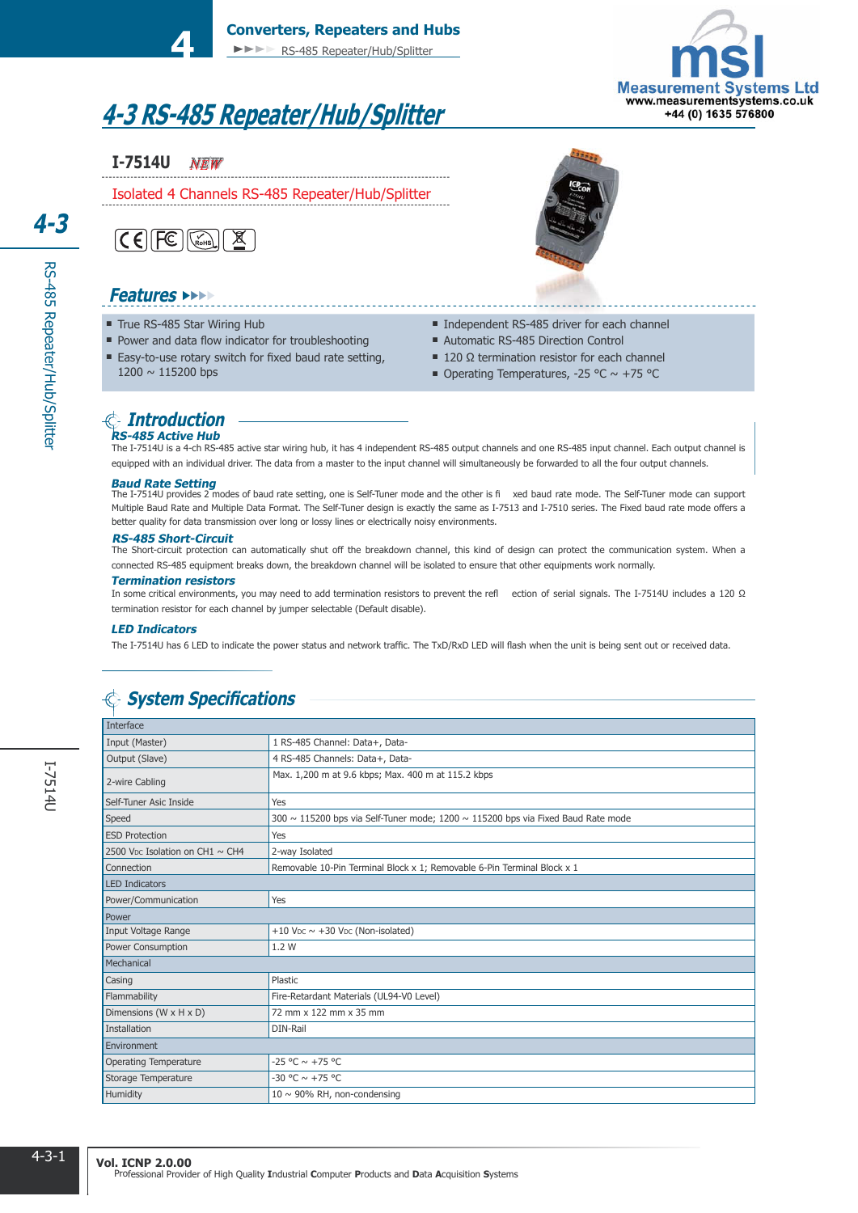# 4-3 RS-485 Repeater/Hub/Splitter

## I-7514U NEW

Isolated 4 Channels RS-485 Repeater/Hub/Splitter

## Features

- True RS-485 Star Wiring Hub
- Power and data flow indicator for troubleshooting
- Easy-to-use rotary switch for fixed baud rate setting, 1200 ~ 115200 bps
- Independent RS-485 driver for each channel
- Automatic RS-485 Direction Control
- 120 Ω termination resistor for each channel
- Operating Temperatures, -25 °C ~ +75 °C

## Introduction

### RS-485 Active Hub

The I-7514U is a 4-ch RS-485 active star wiring hub, it has 4 independent RS-485 output channels and one RS-485 input channel. Each output channel is equipped with an individual driver. The data from a master to the input channel will simultaneously be forwarded to all the four output channels.

### Baud Rate Setting

The I-7514U provides 2 modes of baud rate setting, one is Self-Tuner mode and the other is fixed baud rate mode. The Self-Tuner mode can support Multiple Baud Rate and Multiple Data Format. The Self-Tuner design is exactly the same as I-7513 and I-7510 series. The Fixed baud rate mode offers a better quality for data transmission over long or lossy lines or electrically noisy environments.

### RS-485 Short-Circuit

The Short-circuit protection can automatically shut off the breakdown channel, this kind of design can protect the communication system. When a connected RS-485 equipment breaks down, the breakdown channel will be isolated to ensure that other equipments work normally.

### Termination resistors

In some critical environments, you may need to add termination resistors to prevent the reflection of serial signals. The I-7514U includes a 120 Ω termination resistor for each channel by jumper selectable (Default disable).

### LED Indicators

The I-7514U has 6 LED to indicate the power status and network traffic. The TxD/RxD LED will flash when the unit is being sent out or received data.

## System Specifications

| Interface | |
|---|---|
| Input (Master) | 1 RS-485 Channel: Data+, Data- |
| Output (Slave) | 4 RS-485 Channels: Data+, Data- |
| 2-wire Cabling | Max. 1,200 m at 9.6 kbps; Max. 400 m at 115.2 kbps |
| Self-Tuner Asic Inside | Yes |
| Speed | 300 ~ 115200 bps via Self-Tuner mode; 1200 ~ 115200 bps via Fixed Baud Rate mode |
| ESD Protection | Yes |
| 2500 VDC Isolation on CH1 ~ CH4 | 2-way Isolated |
| Connection | Removable 10-Pin Terminal Block x 1; Removable 6-Pin Terminal Block x 1 |
| **LED Indicators** | |
| Power/Communication | Yes |
| **Power** | |
| Input Voltage Range | +10 VDC ~ +30 VDC (Non-isolated) |
| Power Consumption | 1.2 W |
| **Mechanical** | |
| Casing | Plastic |
| Flammability | Fire-Retardant Materials (UL94-V0 Level) |
| Dimensions (W x H x D) | 72 mm x 122 mm x 35 mm |
| Installation | DIN-Rail |
| **Environment** | |
| Operating Temperature | -25 °C ~ +75 °C |
| Storage Temperature | -30 °C ~ +75 °C |
| Humidity | 10 ~ 90% RH, non-condensing |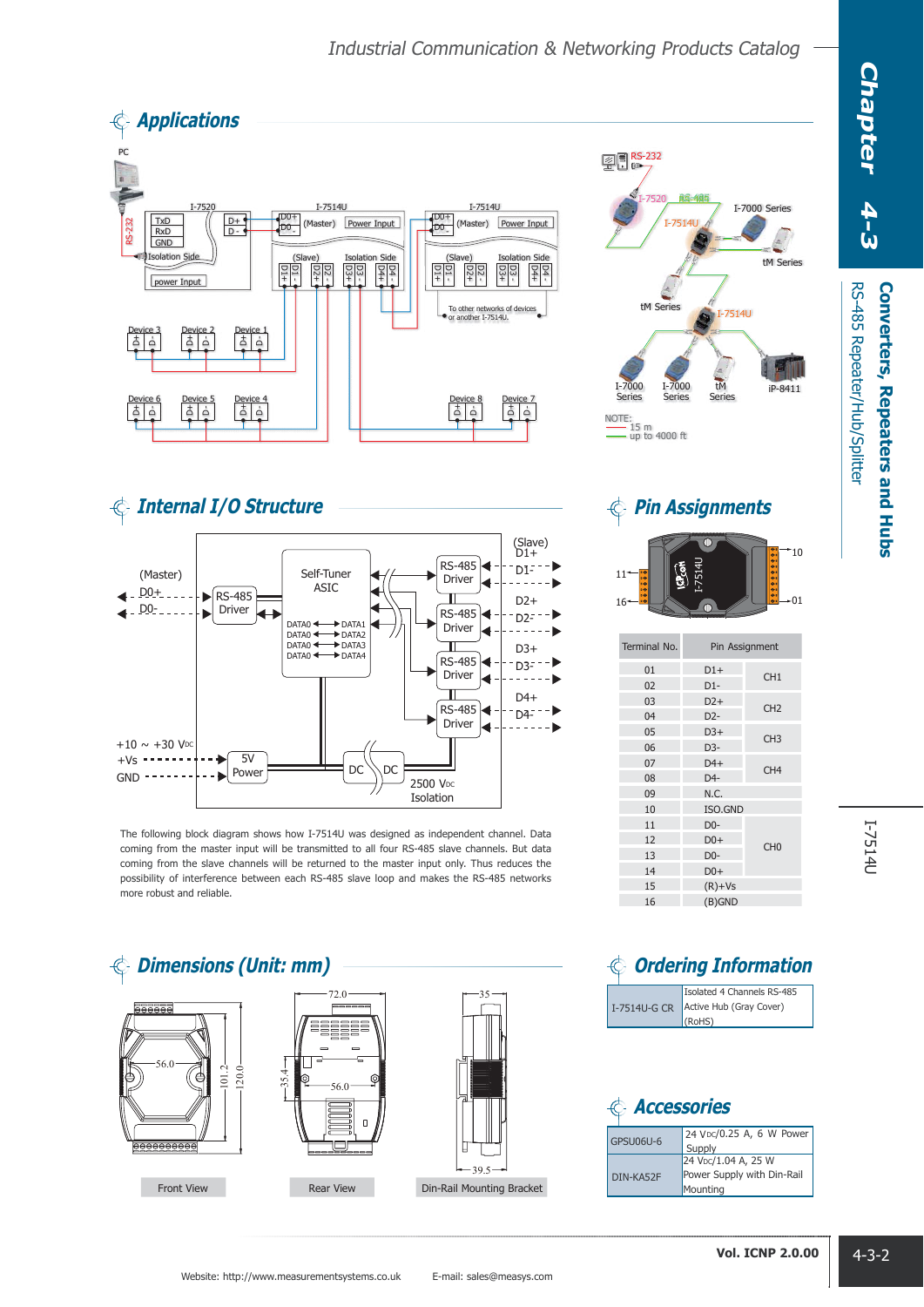## Applications

PC

RS-232

I-7520

TxD
RxD
GND

D+
D-

Isolation Side

power Input

I-7514U

D0+
D0-

(Master)

Power Input

(Slave)

Isolation Side

D1+ D1- D2+ D2- D3+ D3- D4+ D4-

I-7514U

D0+
D0-

(Master)

Power Input

(Slave)

Isolation Side

D1+ D1- D2+ D2- D3+ D3- D4+ D4-

To other networks of devices or another I-7514U.

Device 3 Device 2 Device 1

Device 6 Device 5 Device 4

Device 8 Device 7

RS-232

I-7520

RS-485

I-7000 Series

I-7514U

tM Series

tM Series

I-7514U

I-7000 Series

I-7000 Series

tM Series

iP-8411

NOTE:
15 m
up to 4000 ft

## Internal I/O Structure

(Master)
D0+
D0-

RS-485 Driver

Self-Tuner ASIC

DATA0 DATA1
DATA0 DATA2
DATA0 DATA3
DATA0 DATA4

(Slave)
D1+
D1-
RS-485 Driver

D2+
D2-
RS-485 Driver

D3+
D3-
RS-485 Driver

D4+
D4-
RS-485 Driver

+10 ~ +30 VDC
+Vs
GND

5V Power

DC DC

2500 VDC Isolation

The following block diagram shows how I-7514U was designed as independent channel. Data coming from the master input will be transmitted to all four RS-485 slave channels. But data coming from the slave channels will be returned to the master input only. Thus reduces the possibility of interference between each RS-485 slave loop and makes the RS-485 networks more robust and reliable.

## Pin Assignments

10
11
16
01

| Terminal No. | Pin Assignment | |
|---|---|---|
| 01 | D1+ | CH1 |
| 02 | D1- | |
| 03 | D2+ | CH2 |
| 04 | D2- | |
| 05 | D3+ | CH3 |
| 06 | D3- | |
| 07 | D4+ | CH4 |
| 08 | D4- | |
| 09 | N.C. | |
| 10 | ISO.GND | |
| 11 | D0- | CH0 |
| 12 | D0+ | |
| 13 | D0- | |
| 14 | D0+ | |
| 15 | (R)+Vs | |
| 16 | (B)GND | |

## Dimensions (Unit: mm)

56.0
101.2
120.0

72.0
35.4
56.0

35
39.5

Front View

Rear View

Din-Rail Mounting Bracket

## Ordering Information

| | |
|---|---|
| I-7514U-G CR | Isolated 4 Channels RS-485 Active Hub (Gray Cover) (RoHS) |

## Accessories

| | |
|---|---|
| GPSU06U-6 | 24 VDC/0.25 A, 6 W Power Supply |
| DIN-KA52F | 24 VDC/1.04 A, 25 W Power Supply with Din-Rail Mounting |

Website: http://www.measurementsystems.co.uk E-mail: sales@measys.com